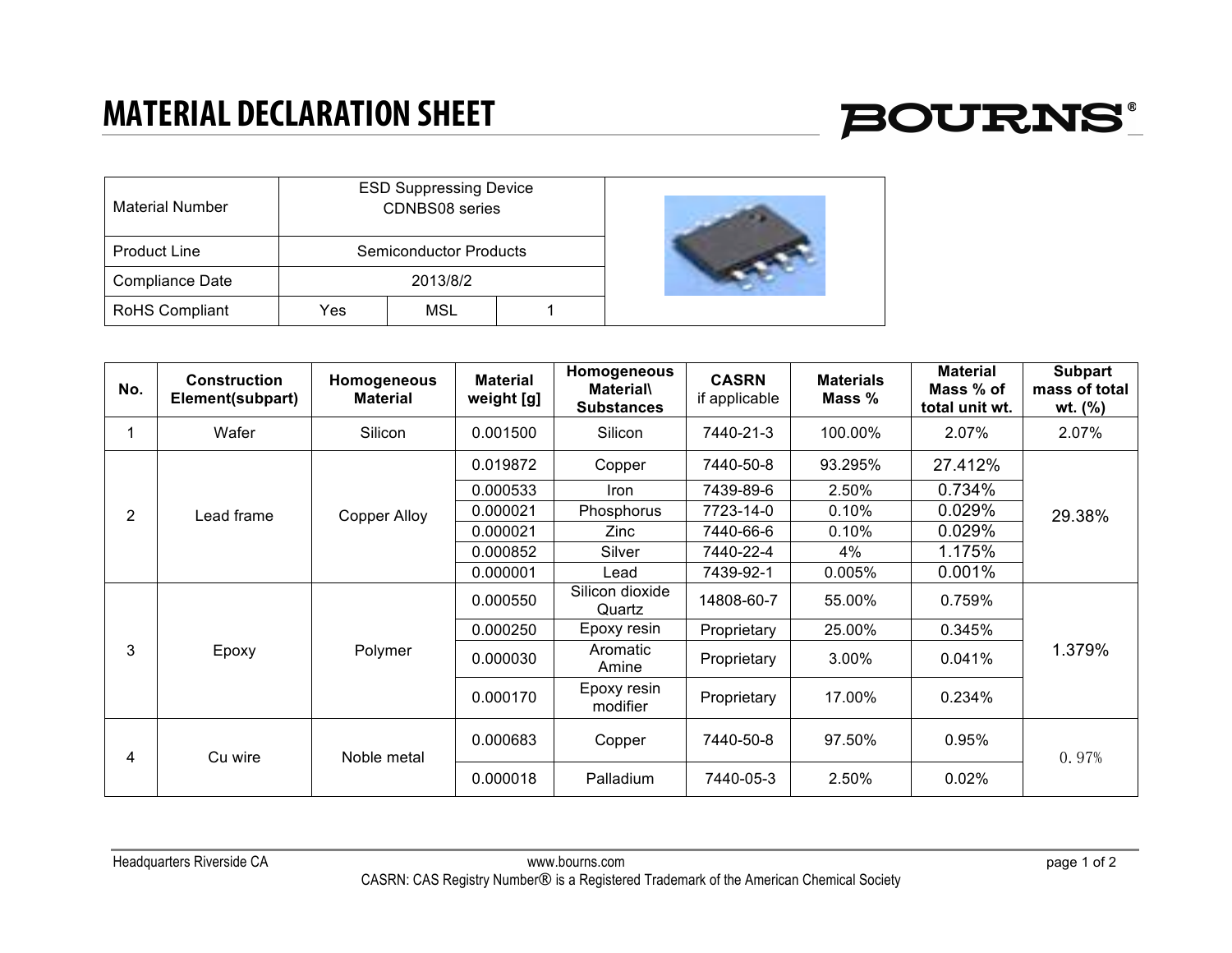# MATERIAL DECLARATION SHEET

BOURNS®

| Material Number | ESD Suppressing Device CDNBS08 series | | |
|---|---|---|---|
| Product Line | Semiconductor Products | | |
| Compliance Date | 2013/8/2 | | |
| RoHS Compliant | Yes | MSL | 1 |

| No. | Construction Element(subpart) | Homogeneous Material | Material weight [g] | Homogeneous Material\ Substances | CASRN if applicable | Materials Mass % | Material Mass % of total unit wt. | Subpart mass of total wt. (%) |
|---|---|---|---|---|---|---|---|---|
| 1 | Wafer | Silicon | 0.001500 | Silicon | 7440-21-3 | 100.00% | 2.07% | 2.07% |
| 2 | Lead frame | Copper Alloy | 0.019872 | Copper | 7440-50-8 | 93.295% | 27.412% | 29.38% |
| | | | 0.000533 | Iron | 7439-89-6 | 2.50% | 0.734% | |
| | | | 0.000021 | Phosphorus | 7723-14-0 | 0.10% | 0.029% | |
| | | | 0.000021 | Zinc | 7440-66-6 | 0.10% | 0.029% | |
| | | | 0.000852 | Silver | 7440-22-4 | 4% | 1.175% | |
| | | | 0.000001 | Lead | 7439-92-1 | 0.005% | 0.001% | |
| 3 | Epoxy | Polymer | 0.000550 | Silicon dioxide Quartz | 14808-60-7 | 55.00% | 0.759% | 1.379% |
| | | | 0.000250 | Epoxy resin | Proprietary | 25.00% | 0.345% | |
| | | | 0.000030 | Aromatic Amine | Proprietary | 3.00% | 0.041% | |
| | | | 0.000170 | Epoxy resin modifier | Proprietary | 17.00% | 0.234% | |
| 4 | Cu wire | Noble metal | 0.000683 | Copper | 7440-50-8 | 97.50% | 0.95% | 0.97% |
| | | | 0.000018 | Palladium | 7440-05-3 | 2.50% | 0.02% | |

Headquarters Riverside CA www.bourns.com

CASRN: CAS Registry Number® is a Registered Trademark of the American Chemical Society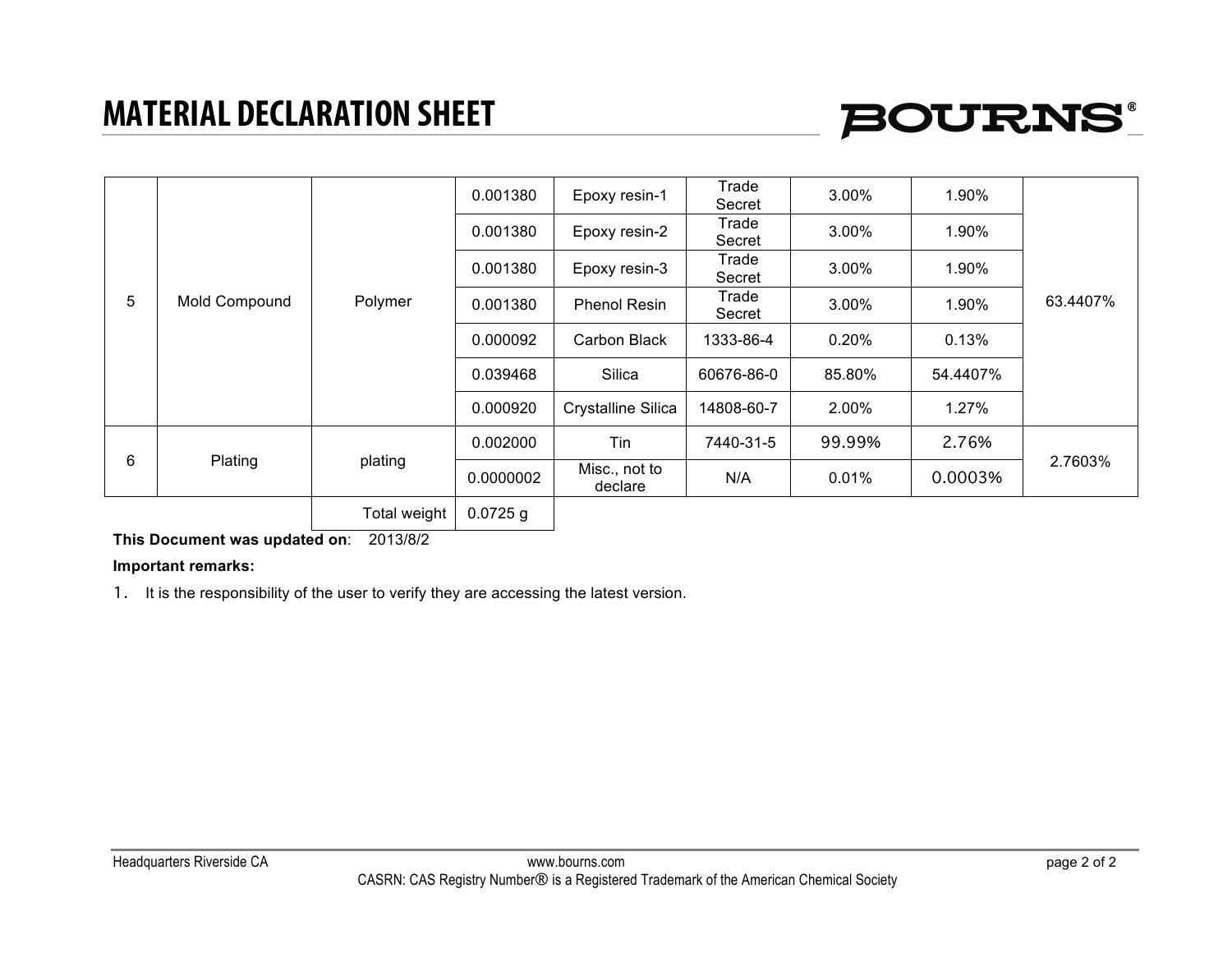# MATERIAL DECLARATION SHEET

| | | | | | | | | |
|---|---|---|---|---|---|---|---|---|
| 5 | Mold Compound | Polymer | 0.001380 | Epoxy resin-1 | Trade Secret | 3.00% | 1.90% | 63.4407% |
| | | | 0.001380 | Epoxy resin-2 | Trade Secret | 3.00% | 1.90% | |
| | | | 0.001380 | Epoxy resin-3 | Trade Secret | 3.00% | 1.90% | |
| | | | 0.001380 | Phenol Resin | Trade Secret | 3.00% | 1.90% | |
| | | | 0.000092 | Carbon Black | 1333-86-4 | 0.20% | 0.13% | |
| | | | 0.039468 | Silica | 60676-86-0 | 85.80% | 54.4407% | |
| | | | 0.000920 | Crystalline Silica | 14808-60-7 | 2.00% | 1.27% | |
| 6 | Plating | plating | 0.002000 | Tin | 7440-31-5 | 99.99% | 2.76% | 2.7603% |
| | | | 0.0000002 | Misc., not to declare | N/A | 0.01% | 0.0003% | |
| | | Total weight | 0.0725 g | | | | | |

**This Document was updated on**: 2013/8/2

**Important remarks:**

1. It is the responsibility of the user to verify they are accessing the latest version.

Headquarters Riverside CA www.bourns.com

CASRN: CAS Registry Number® is a Registered Trademark of the American Chemical Society